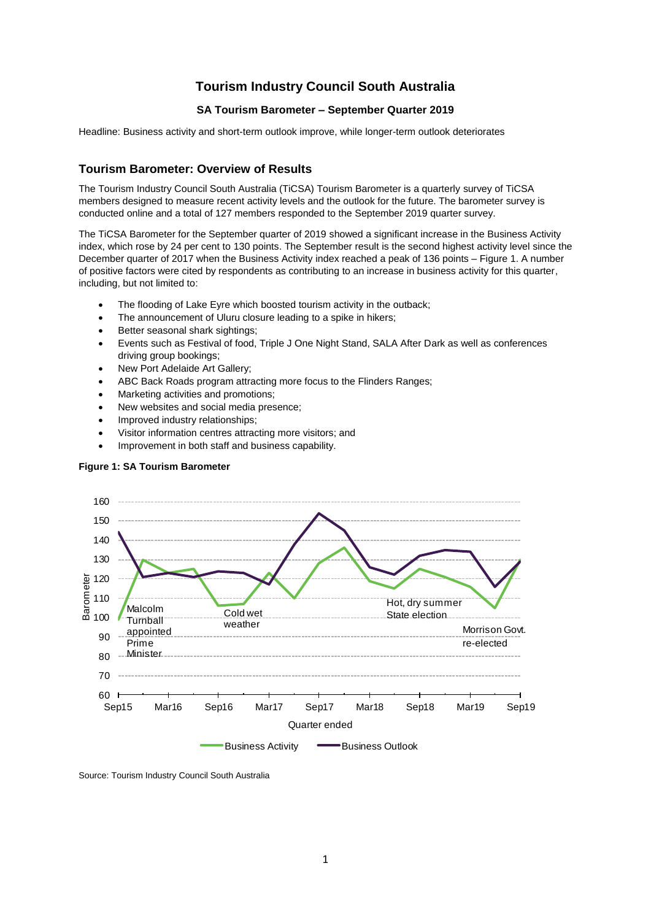# Tourism Industry Council South Australia

### SA Tourism Barometer – September Quarter 2019

Headline: Business activity and short-term outlook improve, while longer-term outlook deteriorates

## Tourism Barometer: Overview of Results

The Tourism Industry Council South Australia (TiCSA) Tourism Barometer is a quarterly survey of TiCSA members designed to measure recent activity levels and the outlook for the future. The barometer survey is conducted online and a total of 127 members responded to the September 2019 quarter survey.

The TiCSA Barometer for the September quarter of 2019 showed a significant increase in the Business Activity index, which rose by 24 per cent to 130 points. The September result is the second highest activity level since the December quarter of 2017 when the Business Activity index reached a peak of 136 points – Figure 1. A number of positive factors were cited by respondents as contributing to an increase in business activity for this quarter, including, but not limited to:

- The flooding of Lake Eyre which boosted tourism activity in the outback;
- The announcement of Uluru closure leading to a spike in hikers;
- Better seasonal shark sightings;
- Events such as Festival of food, Triple J One Night Stand, SALA After Dark as well as conferences driving group bookings;
- New Port Adelaide Art Gallery;
- ABC Back Roads program attracting more focus to the Flinders Ranges;
- Marketing activities and promotions;
- New websites and social media presence;
- Improved industry relationships;
- Visitor information centres attracting more visitors; and
- Improvement in both staff and business capability.

**Figure 1: SA Tourism Barometer**

Source: Tourism Industry Council South Australia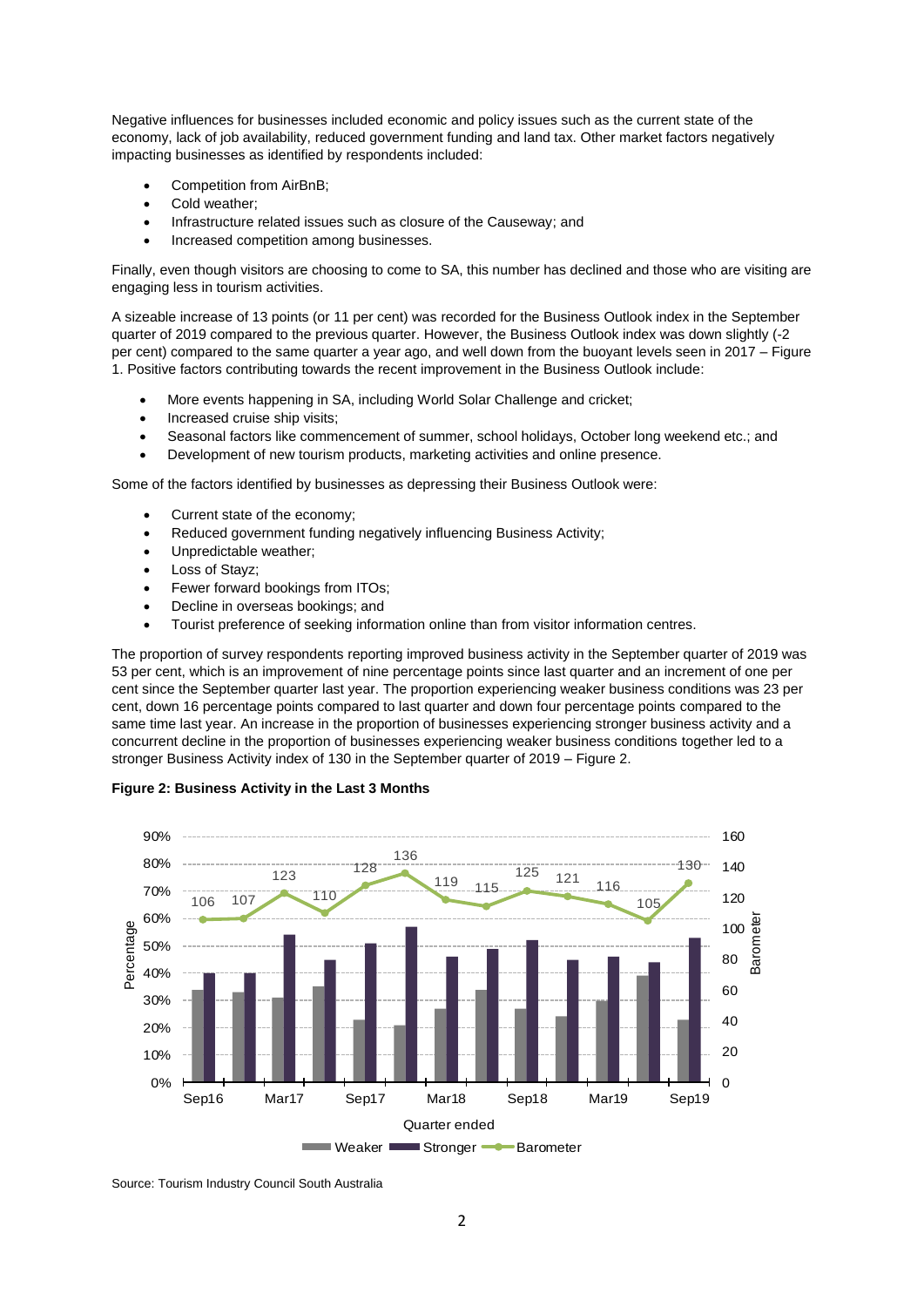Negative influences for businesses included economic and policy issues such as the current state of the economy, lack of job availability, reduced government funding and land tax. Other market factors negatively impacting businesses as identified by respondents included:

- Competition from AirBnB;
- Cold weather;
- Infrastructure related issues such as closure of the Causeway; and
- Increased competition among businesses.

Finally, even though visitors are choosing to come to SA, this number has declined and those who are visiting are engaging less in tourism activities.

A sizeable increase of 13 points (or 11 per cent) was recorded for the Business Outlook index in the September quarter of 2019 compared to the previous quarter. However, the Business Outlook index was down slightly (-2 per cent) compared to the same quarter a year ago, and well down from the buoyant levels seen in 2017 – Figure 1. Positive factors contributing towards the recent improvement in the Business Outlook include:

- More events happening in SA, including World Solar Challenge and cricket;
- Increased cruise ship visits;
- Seasonal factors like commencement of summer, school holidays, October long weekend etc.; and
- Development of new tourism products, marketing activities and online presence.

Some of the factors identified by businesses as depressing their Business Outlook were:

- Current state of the economy;
- Reduced government funding negatively influencing Business Activity;
- Unpredictable weather;
- Loss of Stayz;
- Fewer forward bookings from ITOs;
- Decline in overseas bookings; and
- Tourist preference of seeking information online than from visitor information centres.

The proportion of survey respondents reporting improved business activity in the September quarter of 2019 was 53 per cent, which is an improvement of nine percentage points since last quarter and an increment of one per cent since the September quarter last year. The proportion experiencing weaker business conditions was 23 per cent, down 16 percentage points compared to last quarter and down four percentage points compared to the same time last year. An increase in the proportion of businesses experiencing stronger business activity and a concurrent decline in the proportion of businesses experiencing weaker business conditions together led to a stronger Business Activity index of 130 in the September quarter of 2019 – Figure 2.

**Figure 2: Business Activity in the Last 3 Months**

| Quarter ended | Sep16 | Dec16 | Mar17 | Jun17 | Sep17 | Dec17 | Mar18 | Jun18 | Sep18 | Dec18 | Mar19 | Jun19 | Sep19 |
|---|---|---|---|---|---|---|---|---|---|---|---|---|---|
| Barometer | 106 | 107 | 123 | 110 | 128 | 136 | 119 | 115 | 125 | 121 | 116 | 105 | 130 |

Source: Tourism Industry Council South Australia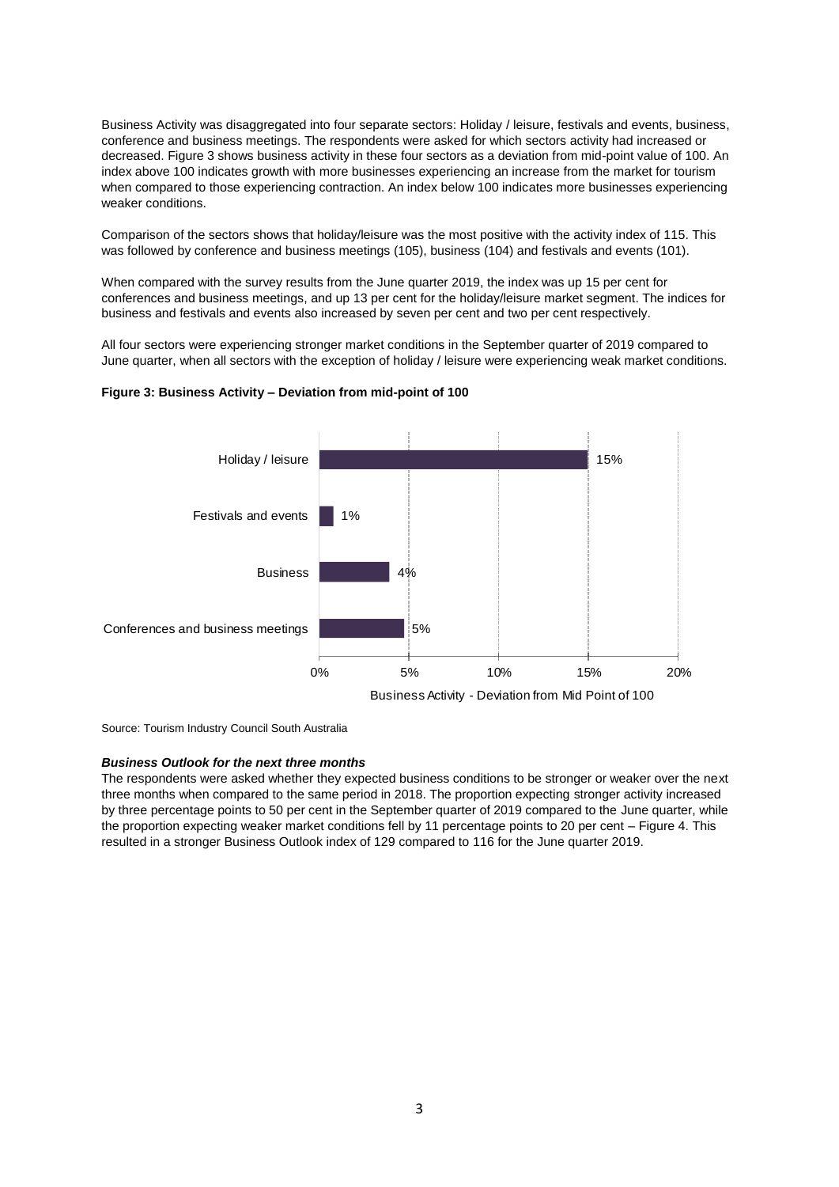Business Activity was disaggregated into four separate sectors: Holiday / leisure, festivals and events, business, conference and business meetings. The respondents were asked for which sectors activity had increased or decreased. Figure 3 shows business activity in these four sectors as a deviation from mid-point value of 100. An index above 100 indicates growth with more businesses experiencing an increase from the market for tourism when compared to those experiencing contraction. An index below 100 indicates more businesses experiencing weaker conditions.

Comparison of the sectors shows that holiday/leisure was the most positive with the activity index of 115. This was followed by conference and business meetings (105), business (104) and festivals and events (101).

When compared with the survey results from the June quarter 2019, the index was up 15 per cent for conferences and business meetings, and up 13 per cent for the holiday/leisure market segment. The indices for business and festivals and events also increased by seven per cent and two per cent respectively.

All four sectors were experiencing stronger market conditions in the September quarter of 2019 compared to June quarter, when all sectors with the exception of holiday / leisure were experiencing weak market conditions.

**Figure 3: Business Activity – Deviation from mid-point of 100**

| Sector | Business Activity - Deviation from Mid Point of 100 |
|---|---|
| Holiday / leisure | 15% |
| Festivals and events | 1% |
| Business | 4% |
| Conferences and business meetings | 5% |

Source: Tourism Industry Council South Australia

***Business Outlook for the next three months***

The respondents were asked whether they expected business conditions to be stronger or weaker over the next three months when compared to the same period in 2018. The proportion expecting stronger activity increased by three percentage points to 50 per cent in the September quarter of 2019 compared to the June quarter, while the proportion expecting weaker market conditions fell by 11 percentage points to 20 per cent – Figure 4. This resulted in a stronger Business Outlook index of 129 compared to 116 for the June quarter 2019.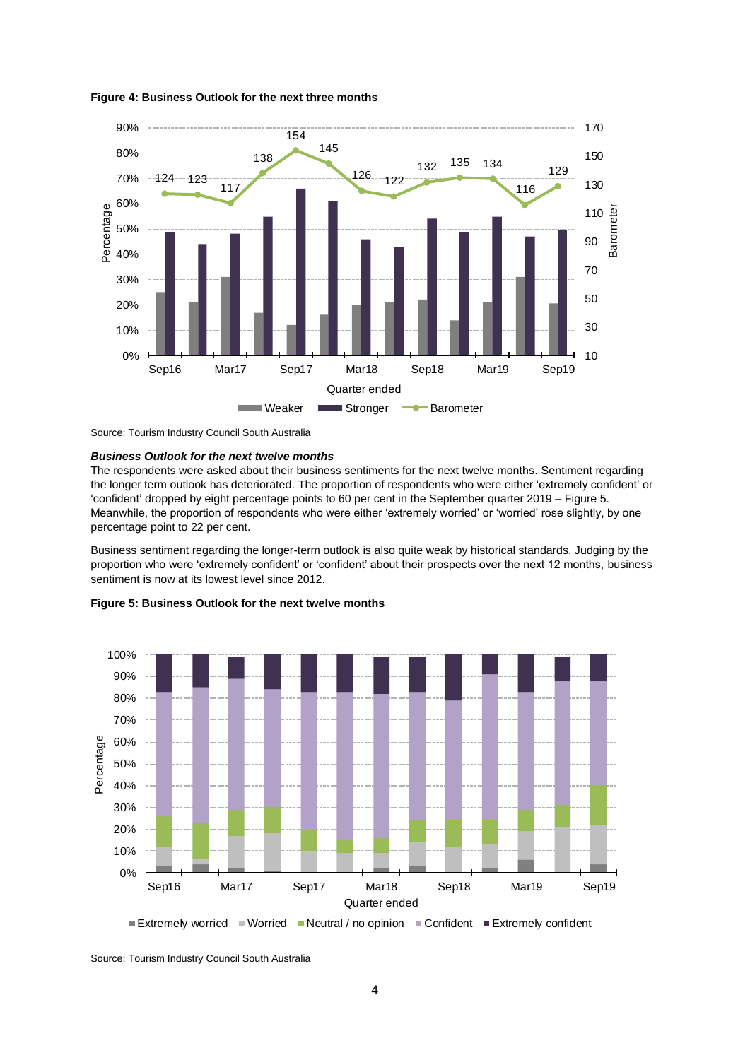**Figure 4: Business Outlook for the next three months**

Source: Tourism Industry Council South Australia

***Business Outlook for the next twelve months***

The respondents were asked about their business sentiments for the next twelve months. Sentiment regarding the longer term outlook has deteriorated. The proportion of respondents who were either 'extremely confident' or 'confident' dropped by eight percentage points to 60 per cent in the September quarter 2019 – Figure 5. Meanwhile, the proportion of respondents who were either 'extremely worried' or 'worried' rose slightly, by one percentage point to 22 per cent.

Business sentiment regarding the longer-term outlook is also quite weak by historical standards. Judging by the proportion who were 'extremely confident' or 'confident' about their prospects over the next 12 months, business sentiment is now at its lowest level since 2012.

**Figure 5: Business Outlook for the next twelve months**

Source: Tourism Industry Council South Australia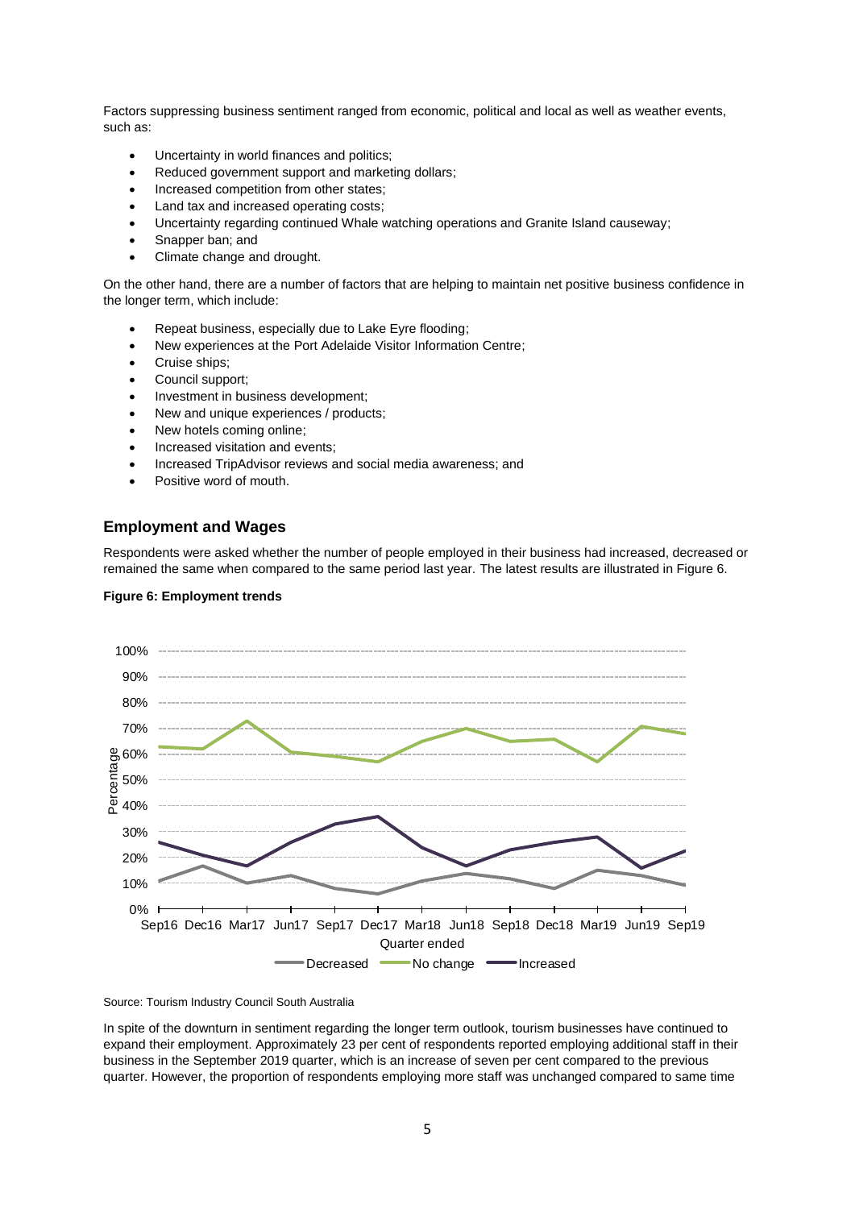Factors suppressing business sentiment ranged from economic, political and local as well as weather events, such as:

- Uncertainty in world finances and politics;
- Reduced government support and marketing dollars;
- Increased competition from other states;
- Land tax and increased operating costs;
- Uncertainty regarding continued Whale watching operations and Granite Island causeway;
- Snapper ban; and
- Climate change and drought.

On the other hand, there are a number of factors that are helping to maintain net positive business confidence in the longer term, which include:

- Repeat business, especially due to Lake Eyre flooding;
- New experiences at the Port Adelaide Visitor Information Centre;
- Cruise ships;
- Council support;
- Investment in business development;
- New and unique experiences / products;
- New hotels coming online;
- Increased visitation and events;
- Increased TripAdvisor reviews and social media awareness; and
- Positive word of mouth.

## Employment and Wages

Respondents were asked whether the number of people employed in their business had increased, decreased or remained the same when compared to the same period last year. The latest results are illustrated in Figure 6.

**Figure 6: Employment trends**

Source: Tourism Industry Council South Australia

In spite of the downturn in sentiment regarding the longer term outlook, tourism businesses have continued to expand their employment. Approximately 23 per cent of respondents reported employing additional staff in their business in the September 2019 quarter, which is an increase of seven per cent compared to the previous quarter. However, the proportion of respondents employing more staff was unchanged compared to same time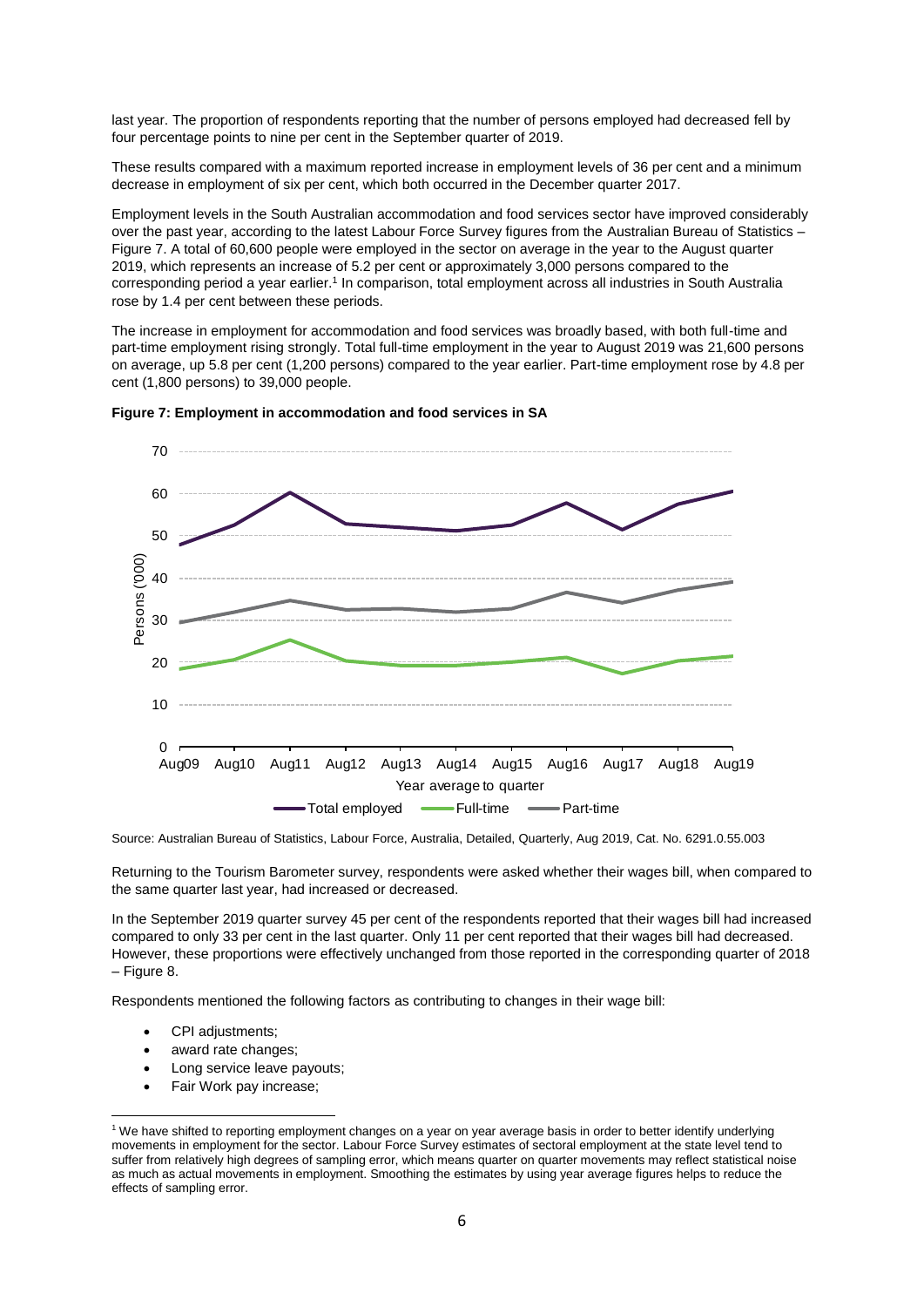last year. The proportion of respondents reporting that the number of persons employed had decreased fell by four percentage points to nine per cent in the September quarter of 2019.

These results compared with a maximum reported increase in employment levels of 36 per cent and a minimum decrease in employment of six per cent, which both occurred in the December quarter 2017.

Employment levels in the South Australian accommodation and food services sector have improved considerably over the past year, according to the latest Labour Force Survey figures from the Australian Bureau of Statistics – Figure 7. A total of 60,600 people were employed in the sector on average in the year to the August quarter 2019, which represents an increase of 5.2 per cent or approximately 3,000 persons compared to the corresponding period a year earlier.[1] In comparison, total employment across all industries in South Australia rose by 1.4 per cent between these periods.

The increase in employment for accommodation and food services was broadly based, with both full-time and part-time employment rising strongly. Total full-time employment in the year to August 2019 was 21,600 persons on average, up 5.8 per cent (1,200 persons) compared to the year earlier. Part-time employment rose by 4.8 per cent (1,800 persons) to 39,000 people.

**Figure 7: Employment in accommodation and food services in SA**

Source: Australian Bureau of Statistics, Labour Force, Australia, Detailed, Quarterly, Aug 2019, Cat. No. 6291.0.55.003

Returning to the Tourism Barometer survey, respondents were asked whether their wages bill, when compared to the same quarter last year, had increased or decreased.

In the September 2019 quarter survey 45 per cent of the respondents reported that their wages bill had increased compared to only 33 per cent in the last quarter. Only 11 per cent reported that their wages bill had decreased. However, these proportions were effectively unchanged from those reported in the corresponding quarter of 2018 – Figure 8.

Respondents mentioned the following factors as contributing to changes in their wage bill:

- CPI adjustments;
- award rate changes;
- Long service leave payouts;
- Fair Work pay increase;

[1] We have shifted to reporting employment changes on a year on year average basis in order to better identify underlying movements in employment for the sector. Labour Force Survey estimates of sectoral employment at the state level tend to suffer from relatively high degrees of sampling error, which means quarter on quarter movements may reflect statistical noise as much as actual movements in employment. Smoothing the estimates by using year average figures helps to reduce the effects of sampling error.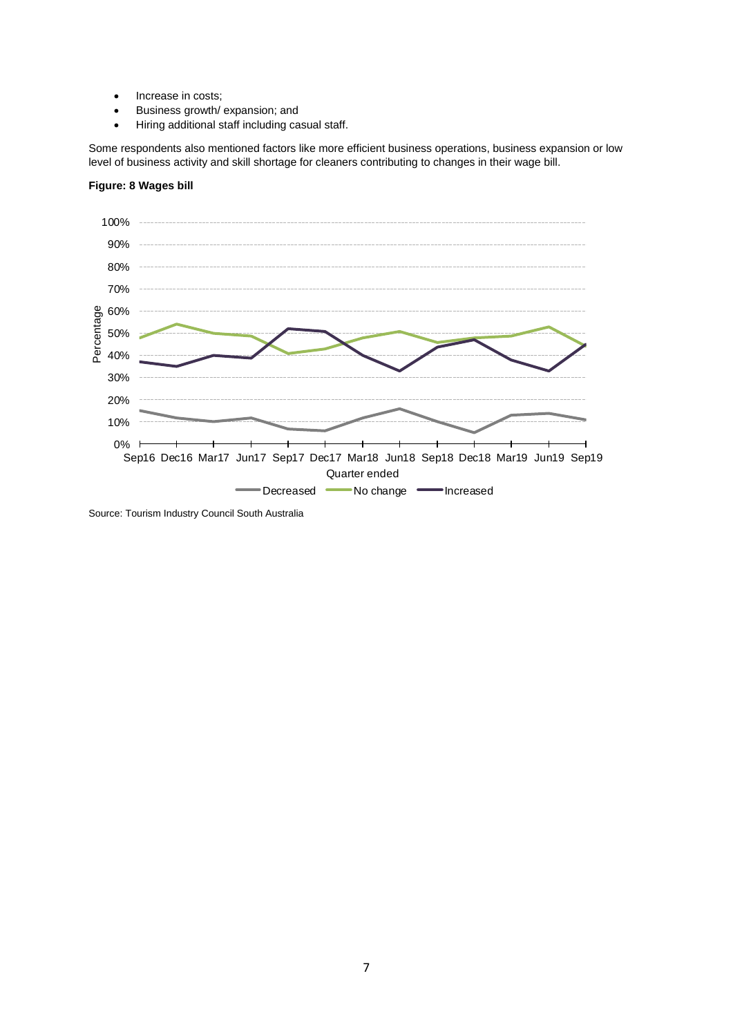- Increase in costs;
- Business growth/ expansion; and
- Hiring additional staff including casual staff.

Some respondents also mentioned factors like more efficient business operations, business expansion or low level of business activity and skill shortage for cleaners contributing to changes in their wage bill.

**Figure: 8 Wages bill**

Source: Tourism Industry Council South Australia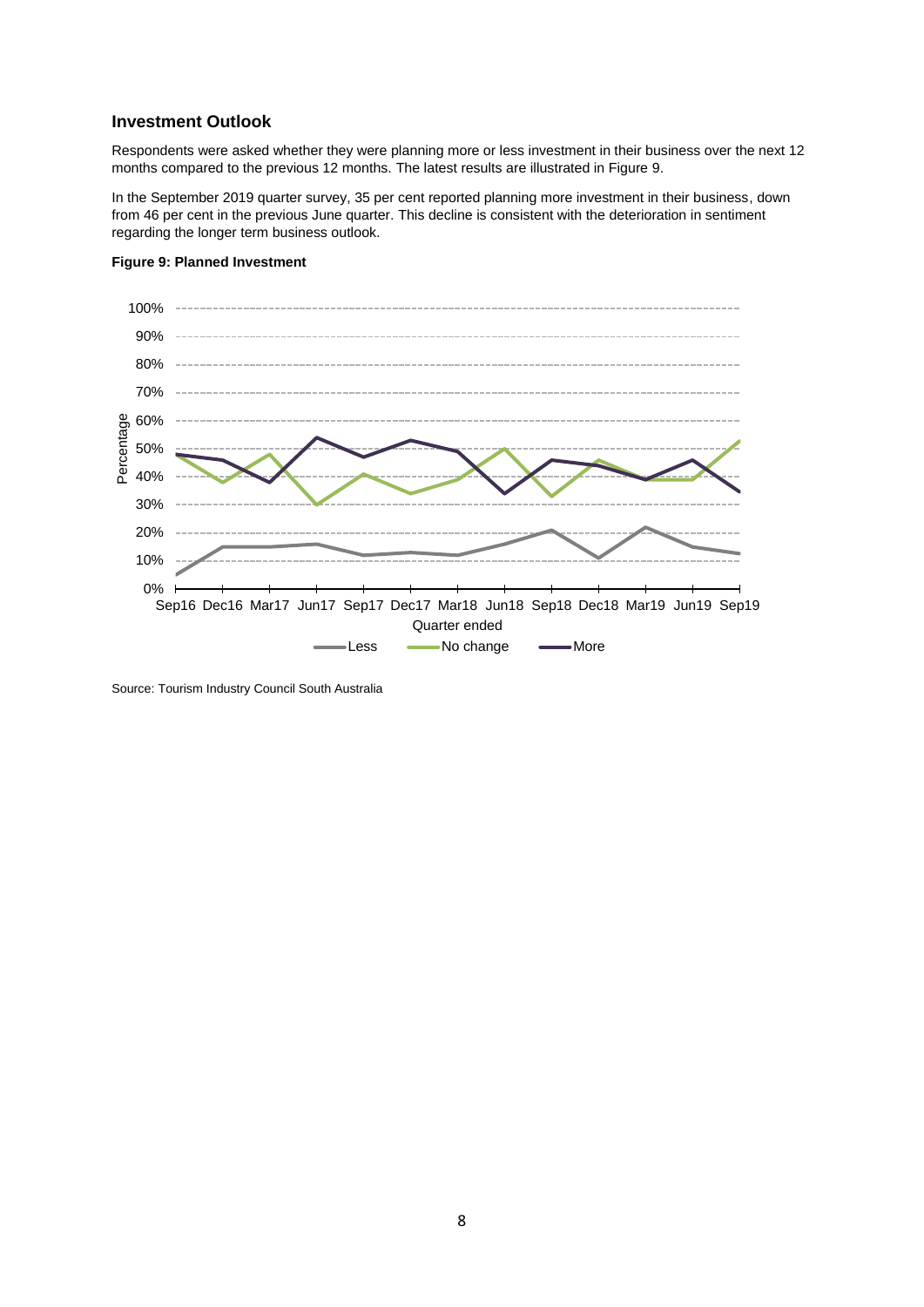## Investment Outlook

Respondents were asked whether they were planning more or less investment in their business over the next 12 months compared to the previous 12 months. The latest results are illustrated in Figure 9.

In the September 2019 quarter survey, 35 per cent reported planning more investment in their business, down from 46 per cent in the previous June quarter. This decline is consistent with the deterioration in sentiment regarding the longer term business outlook.

**Figure 9: Planned Investment**

Source: Tourism Industry Council South Australia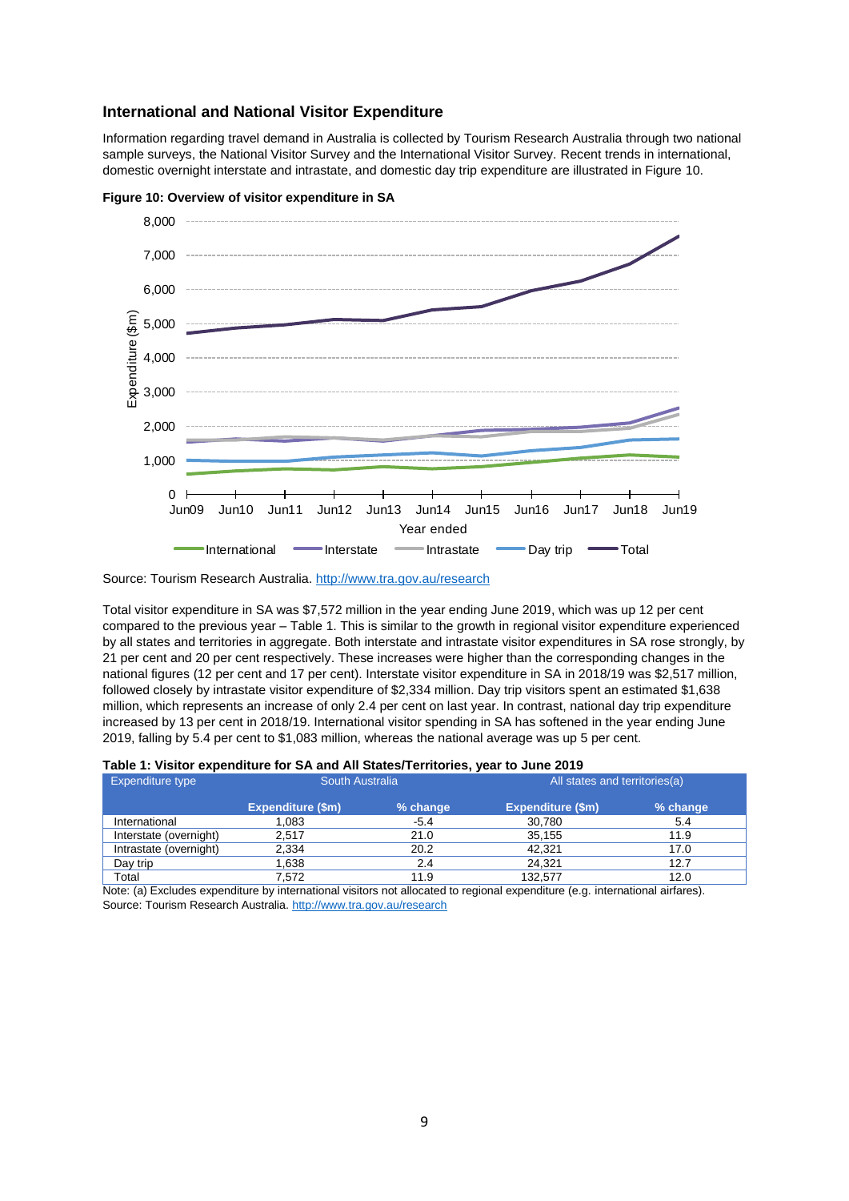## International and National Visitor Expenditure

Information regarding travel demand in Australia is collected by Tourism Research Australia through two national sample surveys, the National Visitor Survey and the International Visitor Survey. Recent trends in international, domestic overnight interstate and intrastate, and domestic day trip expenditure are illustrated in Figure 10.

**Figure 10: Overview of visitor expenditure in SA**

Source: Tourism Research Australia. http://www.tra.gov.au/research

Total visitor expenditure in SA was $7,572 million in the year ending June 2019, which was up 12 per cent compared to the previous year – Table 1. This is similar to the growth in regional visitor expenditure experienced by all states and territories in aggregate. Both interstate and intrastate visitor expenditures in SA rose strongly, by 21 per cent and 20 per cent respectively. These increases were higher than the corresponding changes in the national figures (12 per cent and 17 per cent). Interstate visitor expenditure in SA in 2018/19 was $2,517 million, followed closely by intrastate visitor expenditure of $2,334 million. Day trip visitors spent an estimated $1,638 million, which represents an increase of only 2.4 per cent on last year. In contrast, national day trip expenditure increased by 13 per cent in 2018/19. International visitor spending in SA has softened in the year ending June 2019, falling by 5.4 per cent to $1,083 million, whereas the national average was up 5 per cent.

**Table 1: Visitor expenditure for SA and All States/Territories, year to June 2019**

| Expenditure type | South Australia | | All states and territories(a) | |
|---|---|---|---|---|
| | **Expenditure ($m)** | **% change** | **Expenditure ($m)** | **% change** |
| International | 1,083 | -5.4 | 30,780 | 5.4 |
| Interstate (overnight) | 2,517 | 21.0 | 35,155 | 11.9 |
| Intrastate (overnight) | 2,334 | 20.2 | 42,321 | 17.0 |
| Day trip | 1,638 | 2.4 | 24,321 | 12.7 |
| Total | 7,572 | 11.9 | 132,577 | 12.0 |

Note: (a) Excludes expenditure by international visitors not allocated to regional expenditure (e.g. international airfares).
Source: Tourism Research Australia. http://www.tra.gov.au/research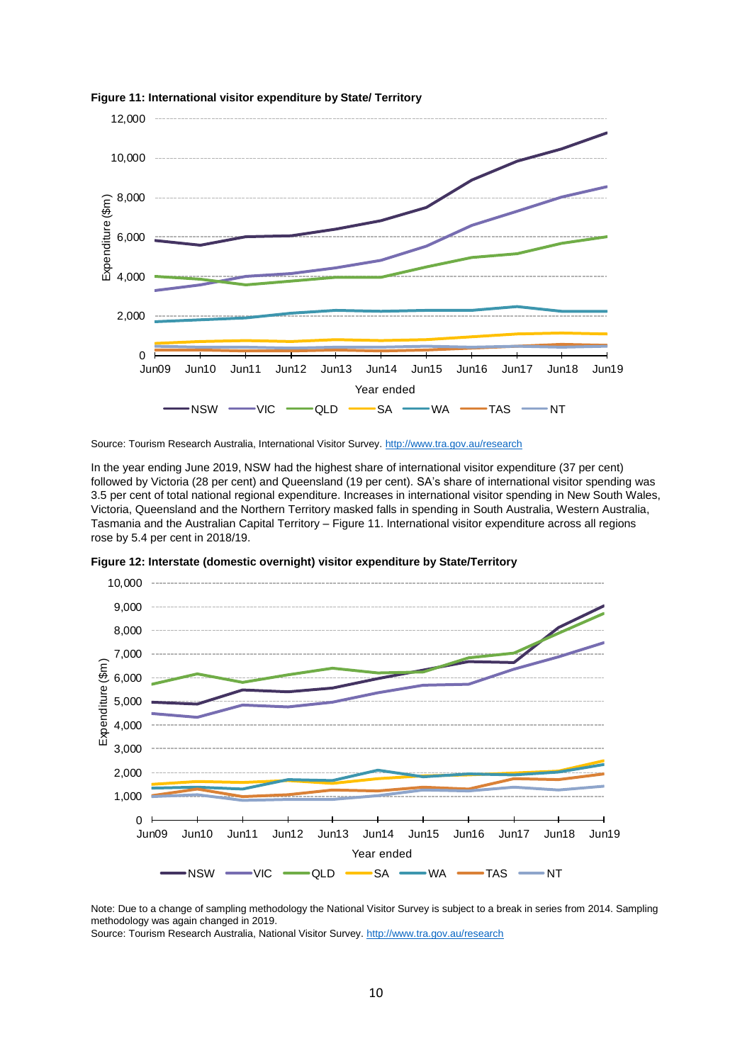**Figure 11: International visitor expenditure by State/ Territory**

Source: Tourism Research Australia, International Visitor Survey. http://www.tra.gov.au/research

In the year ending June 2019, NSW had the highest share of international visitor expenditure (37 per cent) followed by Victoria (28 per cent) and Queensland (19 per cent). SA's share of international visitor spending was 3.5 per cent of total national regional expenditure. Increases in international visitor spending in New South Wales, Victoria, Queensland and the Northern Territory masked falls in spending in South Australia, Western Australia, Tasmania and the Australian Capital Territory – Figure 11. International visitor expenditure across all regions rose by 5.4 per cent in 2018/19.

**Figure 12: Interstate (domestic overnight) visitor expenditure by State/Territory**

Note: Due to a change of sampling methodology the National Visitor Survey is subject to a break in series from 2014. Sampling methodology was again changed in 2019.

Source: Tourism Research Australia, National Visitor Survey. http://www.tra.gov.au/research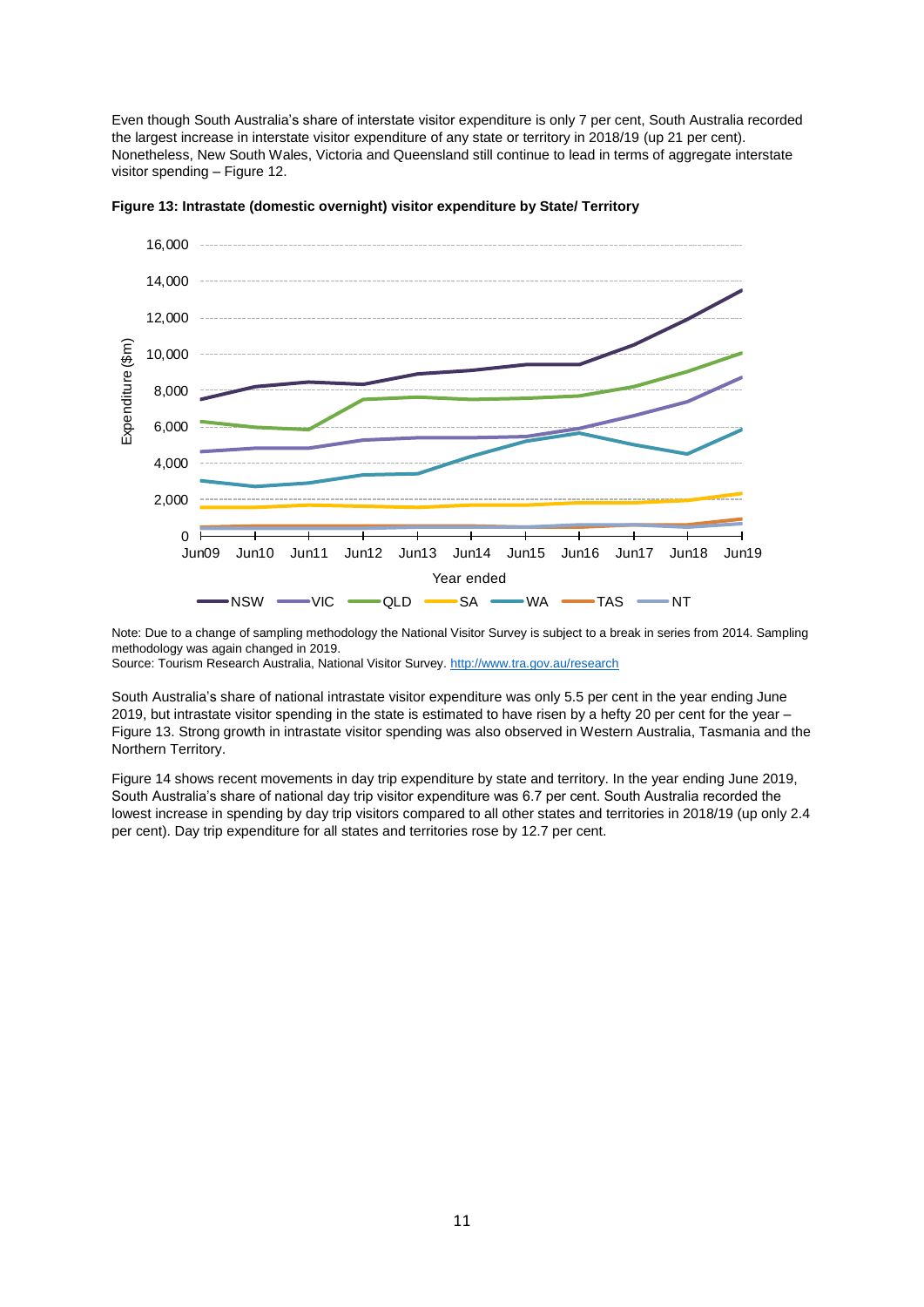Even though South Australia's share of interstate visitor expenditure is only 7 per cent, South Australia recorded the largest increase in interstate visitor expenditure of any state or territory in 2018/19 (up 21 per cent). Nonetheless, New South Wales, Victoria and Queensland still continue to lead in terms of aggregate interstate visitor spending – Figure 12.

**Figure 13: Intrastate (domestic overnight) visitor expenditure by State/ Territory**

Note: Due to a change of sampling methodology the National Visitor Survey is subject to a break in series from 2014. Sampling methodology was again changed in 2019.
Source: Tourism Research Australia, National Visitor Survey. http://www.tra.gov.au/research

South Australia's share of national intrastate visitor expenditure was only 5.5 per cent in the year ending June 2019, but intrastate visitor spending in the state is estimated to have risen by a hefty 20 per cent for the year – Figure 13. Strong growth in intrastate visitor spending was also observed in Western Australia, Tasmania and the Northern Territory.

Figure 14 shows recent movements in day trip expenditure by state and territory. In the year ending June 2019, South Australia's share of national day trip visitor expenditure was 6.7 per cent. South Australia recorded the lowest increase in spending by day trip visitors compared to all other states and territories in 2018/19 (up only 2.4 per cent). Day trip expenditure for all states and territories rose by 12.7 per cent.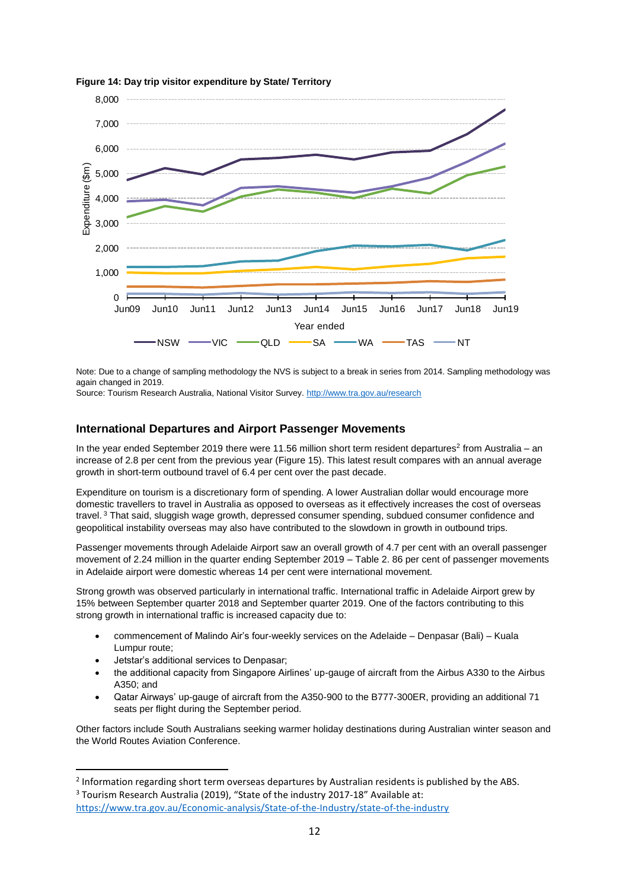**Figure 14: Day trip visitor expenditure by State/ Territory**

Note: Due to a change of sampling methodology the NVS is subject to a break in series from 2014. Sampling methodology was again changed in 2019.
Source: Tourism Research Australia, National Visitor Survey. http://www.tra.gov.au/research

## International Departures and Airport Passenger Movements

In the year ended September 2019 there were 11.56 million short term resident departures[2] from Australia – an increase of 2.8 per cent from the previous year (Figure 15). This latest result compares with an annual average growth in short-term outbound travel of 6.4 per cent over the past decade.

Expenditure on tourism is a discretionary form of spending. A lower Australian dollar would encourage more domestic travellers to travel in Australia as opposed to overseas as it effectively increases the cost of overseas travel.[3] That said, sluggish wage growth, depressed consumer spending, subdued consumer confidence and geopolitical instability overseas may also have contributed to the slowdown in growth in outbound trips.

Passenger movements through Adelaide Airport saw an overall growth of 4.7 per cent with an overall passenger movement of 2.24 million in the quarter ending September 2019 – Table 2. 86 per cent of passenger movements in Adelaide airport were domestic whereas 14 per cent were international movement.

Strong growth was observed particularly in international traffic. International traffic in Adelaide Airport grew by 15% between September quarter 2018 and September quarter 2019. One of the factors contributing to this strong growth in international traffic is increased capacity due to:

- commencement of Malindo Air's four-weekly services on the Adelaide – Denpasar (Bali) – Kuala Lumpur route;
- Jetstar's additional services to Denpasar;
- the additional capacity from Singapore Airlines' up-gauge of aircraft from the Airbus A330 to the Airbus A350; and
- Qatar Airways' up-gauge of aircraft from the A350-900 to the B777-300ER, providing an additional 71 seats per flight during the September period.

Other factors include South Australians seeking warmer holiday destinations during Australian winter season and the World Routes Aviation Conference.

---

[2] Information regarding short term overseas departures by Australian residents is published by the ABS.
[3] Tourism Research Australia (2019), "State of the industry 2017-18" Available at: https://www.tra.gov.au/Economic-analysis/State-of-the-Industry/state-of-the-industry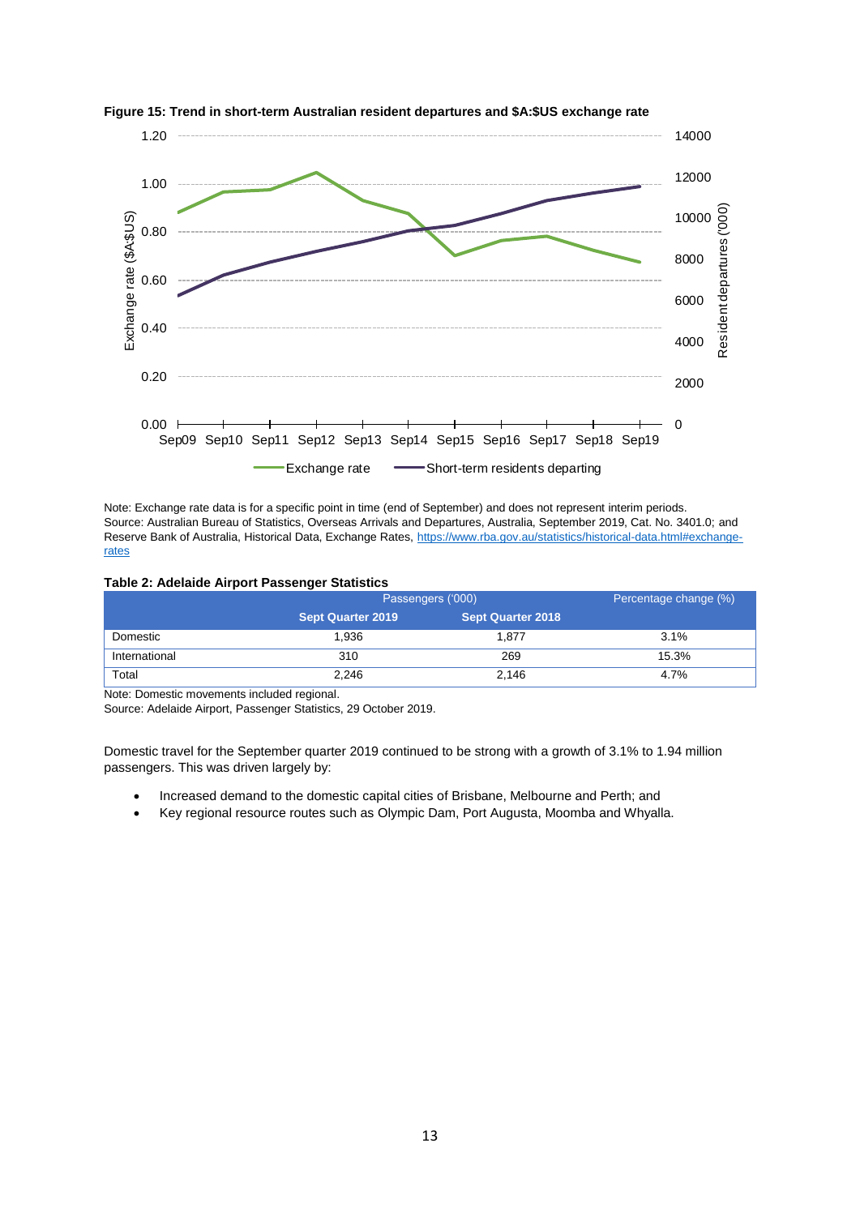**Figure 15: Trend in short-term Australian resident departures and $A:$US exchange rate**

Exchange rate ($A:$US)

1.20
1.00
0.80
0.60
0.40
0.20
0.00

Resident departures ('000)

14000
12000
10000
8000
6000
4000
2000
0

Sep09 Sep10 Sep11 Sep12 Sep13 Sep14 Sep15 Sep16 Sep17 Sep18 Sep19

Exchange rate — Short-term residents departing

Note: Exchange rate data is for a specific point in time (end of September) and does not represent interim periods.
Source: Australian Bureau of Statistics, Overseas Arrivals and Departures, Australia, September 2019, Cat. No. 3401.0; and Reserve Bank of Australia, Historical Data, Exchange Rates, https://www.rba.gov.au/statistics/historical-data.html#exchange-rates

**Table 2: Adelaide Airport Passenger Statistics**

| | Passengers ('000) | | Percentage change (%) |
|---|---|---|---|
| | **Sept Quarter 2019** | **Sept Quarter 2018** | |
| Domestic | 1,936 | 1,877 | 3.1% |
| International | 310 | 269 | 15.3% |
| Total | 2,246 | 2,146 | 4.7% |

Note: Domestic movements included regional.
Source: Adelaide Airport, Passenger Statistics, 29 October 2019.

Domestic travel for the September quarter 2019 continued to be strong with a growth of 3.1% to 1.94 million passengers. This was driven largely by:

- Increased demand to the domestic capital cities of Brisbane, Melbourne and Perth; and
- Key regional resource routes such as Olympic Dam, Port Augusta, Moomba and Whyalla.